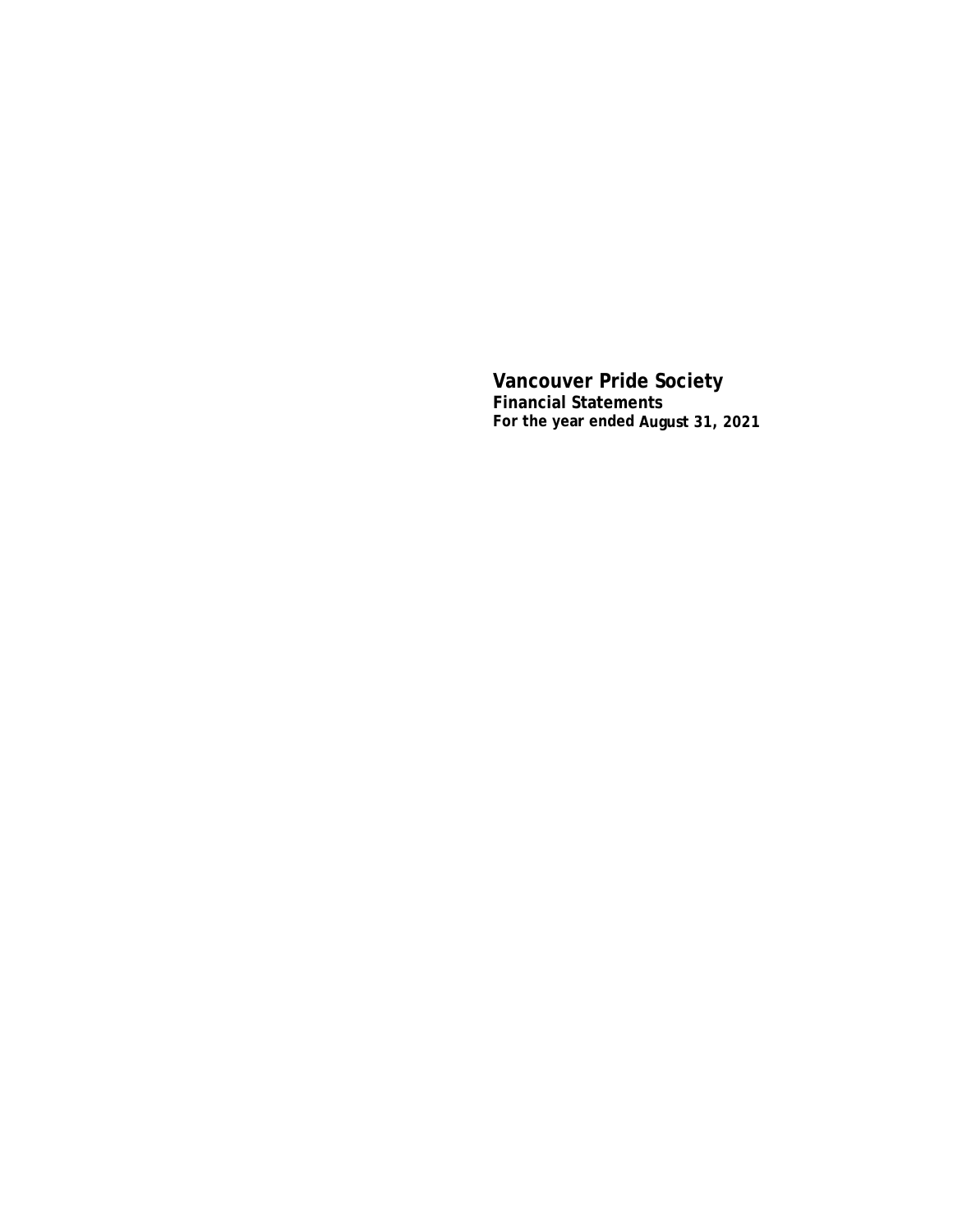# Vancouver Pride Society

**Financial Statements**

**For the year ended August 31, 2021**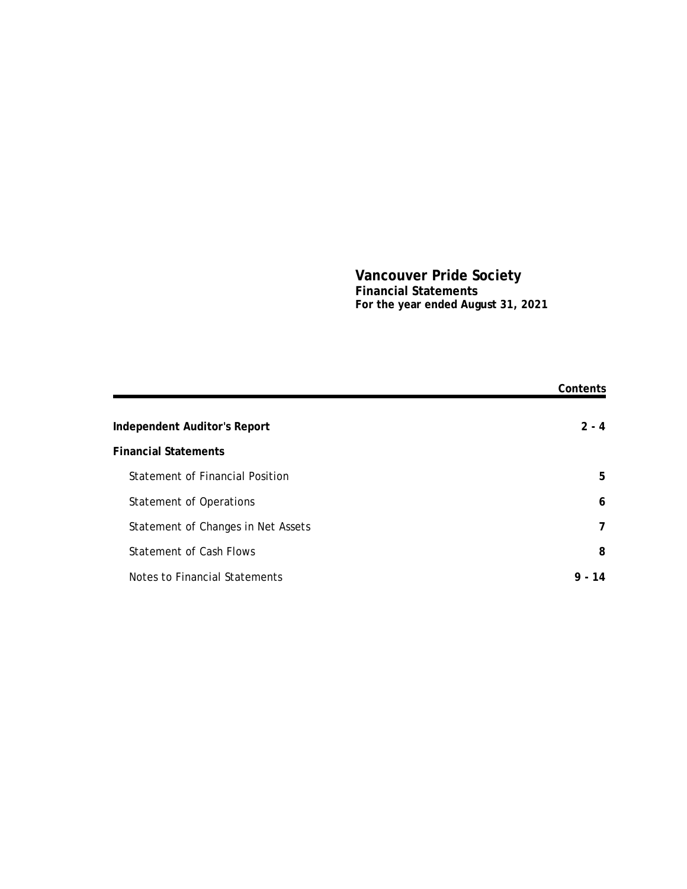# Vancouver Pride Society

**Financial Statements**

**For the year ended August 31, 2021**

| | Contents |
|---|---|
| **Independent Auditor's Report** | **2 - 4** |
| **Financial Statements** | |
| Statement of Financial Position | **5** |
| Statement of Operations | **6** |
| Statement of Changes in Net Assets | **7** |
| Statement of Cash Flows | **8** |
| Notes to Financial Statements | **9 - 14** |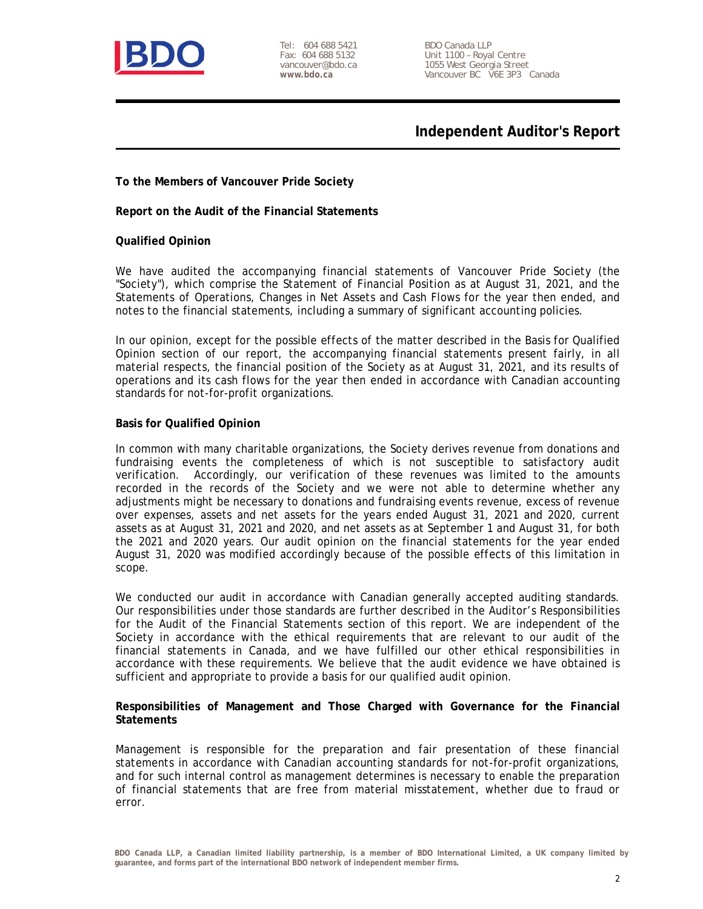BDO

Tel: 604 688 5421
Fax: 604 688 5132
vancouver@bdo.ca
**www.bdo.ca**

BDO Canada LLP
Unit 1100 – Royal Centre
1055 West Georgia Street
Vancouver BC V6E 3P3 Canada

# Independent Auditor's Report

**To the Members of Vancouver Pride Society**

**Report on the Audit of the Financial Statements**

**Qualified Opinion**

We have audited the accompanying financial statements of Vancouver Pride Society (the "Society"), which comprise the Statement of Financial Position as at August 31, 2021, and the Statements of Operations, Changes in Net Assets and Cash Flows for the year then ended, and notes to the financial statements, including a summary of significant accounting policies.

In our opinion, except for the possible effects of the matter described in the Basis for Qualified Opinion section of our report, the accompanying financial statements present fairly, in all material respects, the financial position of the Society as at August 31, 2021, and its results of operations and its cash flows for the year then ended in accordance with Canadian accounting standards for not-for-profit organizations.

**Basis for Qualified Opinion**

In common with many charitable organizations, the Society derives revenue from donations and fundraising events the completeness of which is not susceptible to satisfactory audit verification. Accordingly, our verification of these revenues was limited to the amounts recorded in the records of the Society and we were not able to determine whether any adjustments might be necessary to donations and fundraising events revenue, excess of revenue over expenses, assets and net assets for the years ended August 31, 2021 and 2020, current assets as at August 31, 2021 and 2020, and net assets as at September 1 and August 31, for both the 2021 and 2020 years. Our audit opinion on the financial statements for the year ended August 31, 2020 was modified accordingly because of the possible effects of this limitation in scope.

We conducted our audit in accordance with Canadian generally accepted auditing standards. Our responsibilities under those standards are further described in the Auditor's Responsibilities for the Audit of the Financial Statements section of this report. We are independent of the Society in accordance with the ethical requirements that are relevant to our audit of the financial statements in Canada, and we have fulfilled our other ethical responsibilities in accordance with these requirements. We believe that the audit evidence we have obtained is sufficient and appropriate to provide a basis for our qualified audit opinion.

**Responsibilities of Management and Those Charged with Governance for the Financial Statements**

Management is responsible for the preparation and fair presentation of these financial statements in accordance with Canadian accounting standards for not-for-profit organizations, and for such internal control as management determines is necessary to enable the preparation of financial statements that are free from material misstatement, whether due to fraud or error.

BDO Canada LLP, a Canadian limited liability partnership, is a member of BDO International Limited, a UK company limited by guarantee, and forms part of the international BDO network of independent member firms.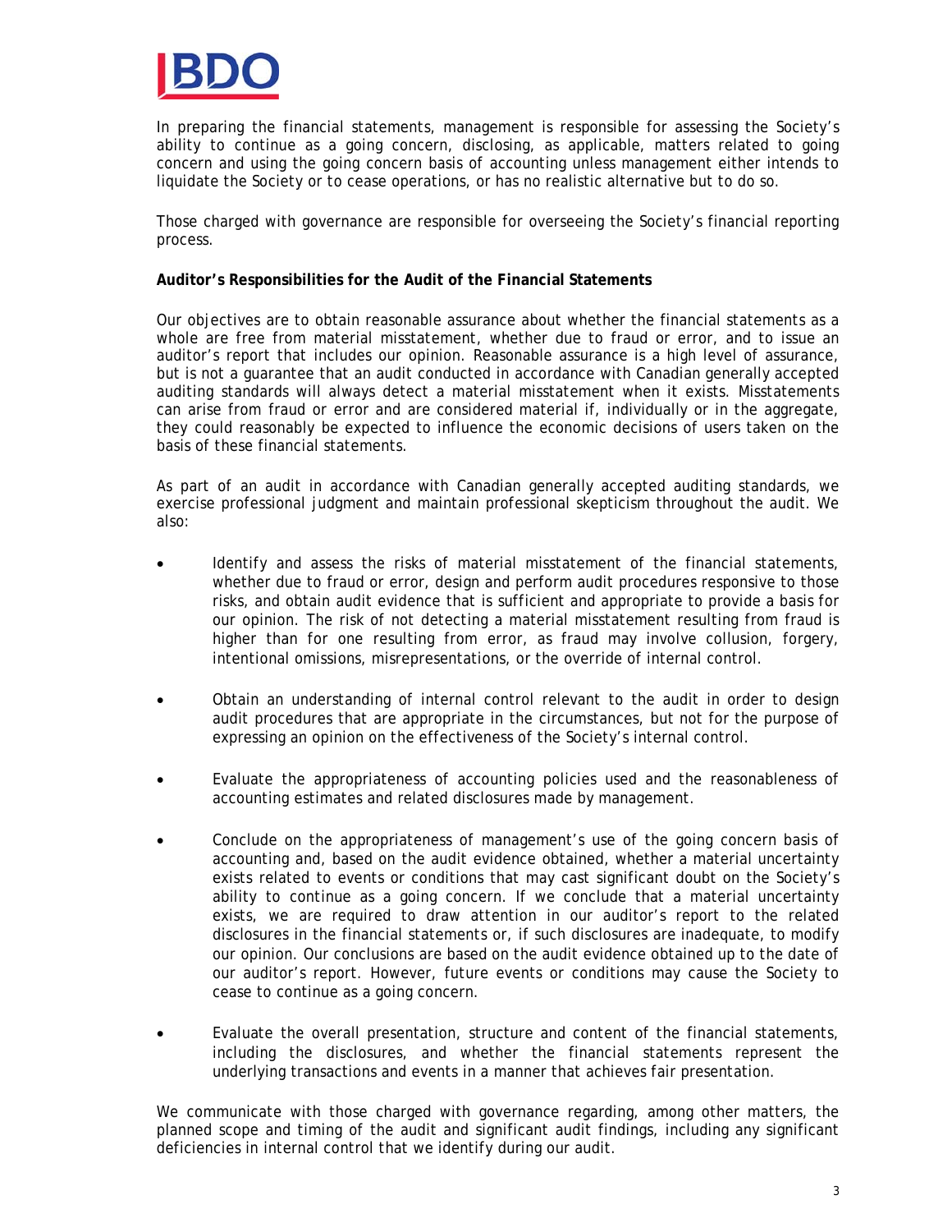In preparing the financial statements, management is responsible for assessing the Society's ability to continue as a going concern, disclosing, as applicable, matters related to going concern and using the going concern basis of accounting unless management either intends to liquidate the Society or to cease operations, or has no realistic alternative but to do so.

Those charged with governance are responsible for overseeing the Society's financial reporting process.

**Auditor's Responsibilities for the Audit of the Financial Statements**

Our objectives are to obtain reasonable assurance about whether the financial statements as a whole are free from material misstatement, whether due to fraud or error, and to issue an auditor's report that includes our opinion. Reasonable assurance is a high level of assurance, but is not a guarantee that an audit conducted in accordance with Canadian generally accepted auditing standards will always detect a material misstatement when it exists. Misstatements can arise from fraud or error and are considered material if, individually or in the aggregate, they could reasonably be expected to influence the economic decisions of users taken on the basis of these financial statements.

As part of an audit in accordance with Canadian generally accepted auditing standards, we exercise professional judgment and maintain professional skepticism throughout the audit. We also:

- Identify and assess the risks of material misstatement of the financial statements, whether due to fraud or error, design and perform audit procedures responsive to those risks, and obtain audit evidence that is sufficient and appropriate to provide a basis for our opinion. The risk of not detecting a material misstatement resulting from fraud is higher than for one resulting from error, as fraud may involve collusion, forgery, intentional omissions, misrepresentations, or the override of internal control.

- Obtain an understanding of internal control relevant to the audit in order to design audit procedures that are appropriate in the circumstances, but not for the purpose of expressing an opinion on the effectiveness of the Society's internal control.

- Evaluate the appropriateness of accounting policies used and the reasonableness of accounting estimates and related disclosures made by management.

- Conclude on the appropriateness of management's use of the going concern basis of accounting and, based on the audit evidence obtained, whether a material uncertainty exists related to events or conditions that may cast significant doubt on the Society's ability to continue as a going concern. If we conclude that a material uncertainty exists, we are required to draw attention in our auditor's report to the related disclosures in the financial statements or, if such disclosures are inadequate, to modify our opinion. Our conclusions are based on the audit evidence obtained up to the date of our auditor's report. However, future events or conditions may cause the Society to cease to continue as a going concern.

- Evaluate the overall presentation, structure and content of the financial statements, including the disclosures, and whether the financial statements represent the underlying transactions and events in a manner that achieves fair presentation.

We communicate with those charged with governance regarding, among other matters, the planned scope and timing of the audit and significant audit findings, including any significant deficiencies in internal control that we identify during our audit.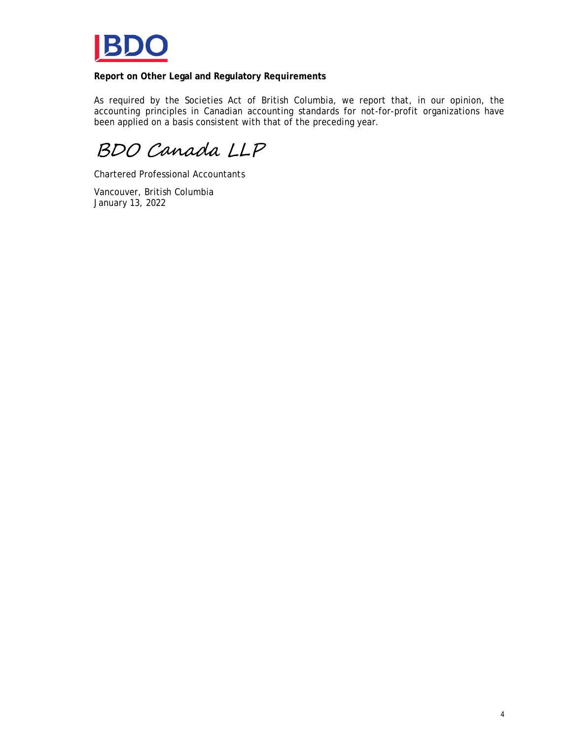**Report on Other Legal and Regulatory Requirements**

As required by the Societies Act of British Columbia, we report that, in our opinion, the accounting principles in Canadian accounting standards for not-for-profit organizations have been applied on a basis consistent with that of the preceding year.

BDO Canada LLP

Chartered Professional Accountants

Vancouver, British Columbia
January 13, 2022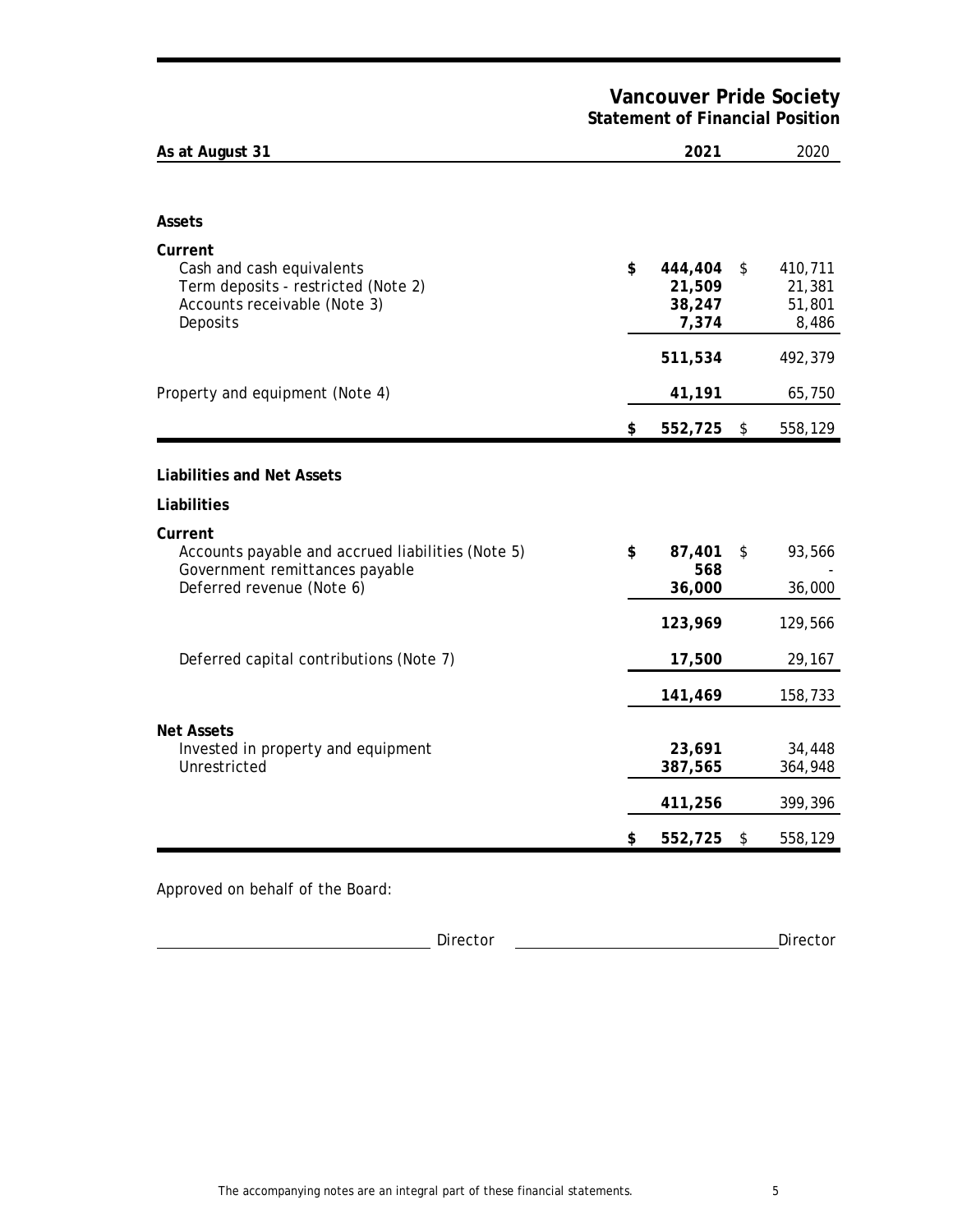# Vancouver Pride Society
## Statement of Financial Position

| As at August 31 | 2021 | 2020 |
|---|---|---|
| **Assets** | | |
| **Current** | | |
| Cash and cash equivalents | **$ 444,404** | $ 410,711 |
| Term deposits - restricted (Note 2) | **21,509** | 21,381 |
| Accounts receivable (Note 3) | **38,247** | 51,801 |
| Deposits | **7,374** | 8,486 |
| | **511,534** | 492,379 |
| Property and equipment (Note 4) | **41,191** | 65,750 |
| | **$ 552,725** | $ 558,129 |
| **Liabilities and Net Assets** | | |
| **Liabilities** | | |
| **Current** | | |
| Accounts payable and accrued liabilities (Note 5) | **$ 87,401** | $ 93,566 |
| Government remittances payable | **568** | - |
| Deferred revenue (Note 6) | **36,000** | 36,000 |
| | **123,969** | 129,566 |
| Deferred capital contributions (Note 7) | **17,500** | 29,167 |
| | **141,469** | 158,733 |
| **Net Assets** | | |
| Invested in property and equipment | **23,691** | 34,448 |
| Unrestricted | **387,565** | 364,948 |
| | **411,256** | 399,396 |
| | **$ 552,725** | $ 558,129 |

Approved on behalf of the Board:

\_\_\_\_\_\_\_\_\_\_\_\_\_\_\_\_\_\_\_\_\_\_\_\_\_\_ Director \_\_\_\_\_\_\_\_\_\_\_\_\_\_\_\_\_\_\_\_\_\_\_\_\_\_ Director

The accompanying notes are an integral part of these financial statements.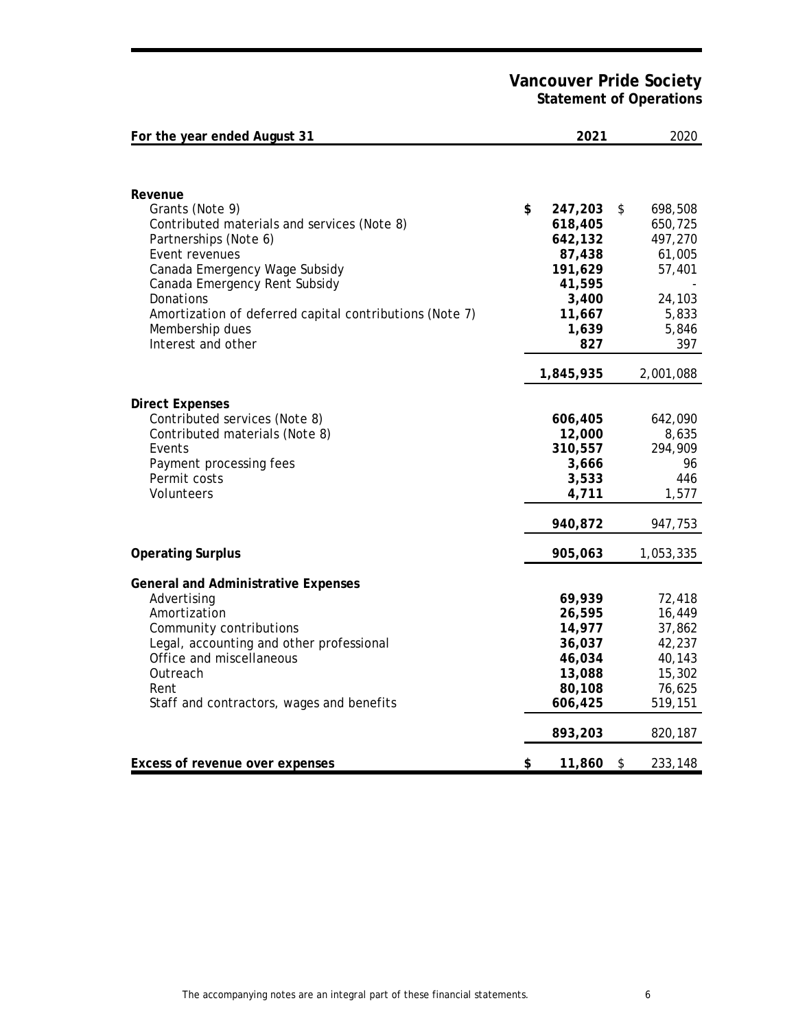# Vancouver Pride Society

## Statement of Operations

| For the year ended August 31 | 2021 | 2020 |
|---|---|---|
| **Revenue** | | |
| Grants (Note 9) | $ 247,203 | $ 698,508 |
| Contributed materials and services (Note 8) | 618,405 | 650,725 |
| Partnerships (Note 6) | 642,132 | 497,270 |
| Event revenues | 87,438 | 61,005 |
| Canada Emergency Wage Subsidy | 191,629 | 57,401 |
| Canada Emergency Rent Subsidy | 41,595 | - |
| Donations | 3,400 | 24,103 |
| Amortization of deferred capital contributions (Note 7) | 11,667 | 5,833 |
| Membership dues | 1,639 | 5,846 |
| Interest and other | 827 | 397 |
| | 1,845,935 | 2,001,088 |
| **Direct Expenses** | | |
| Contributed services (Note 8) | 606,405 | 642,090 |
| Contributed materials (Note 8) | 12,000 | 8,635 |
| Events | 310,557 | 294,909 |
| Payment processing fees | 3,666 | 96 |
| Permit costs | 3,533 | 446 |
| Volunteers | 4,711 | 1,577 |
| | 940,872 | 947,753 |
| **Operating Surplus** | 905,063 | 1,053,335 |
| **General and Administrative Expenses** | | |
| Advertising | 69,939 | 72,418 |
| Amortization | 26,595 | 16,449 |
| Community contributions | 14,977 | 37,862 |
| Legal, accounting and other professional | 36,037 | 42,237 |
| Office and miscellaneous | 46,034 | 40,143 |
| Outreach | 13,088 | 15,302 |
| Rent | 80,108 | 76,625 |
| Staff and contractors, wages and benefits | 606,425 | 519,151 |
| | 893,203 | 820,187 |
| **Excess of revenue over expenses** | $ 11,860 | $ 233,148 |

The accompanying notes are an integral part of these financial statements.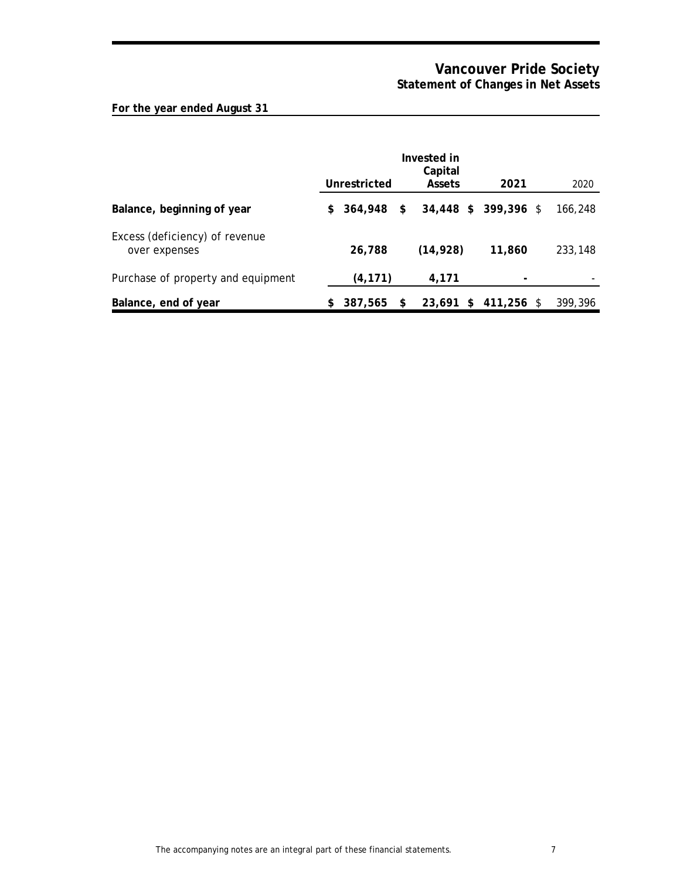# Vancouver Pride Society
## Statement of Changes in Net Assets

**For the year ended August 31**

| | Unrestricted | Invested in Capital Assets | 2021 | 2020 |
|---|---|---|---|---|
| **Balance, beginning of year** | **$ 364,948** | **$ 34,448** | **$ 399,396** | $ 166,248 |
| Excess (deficiency) of revenue over expenses | **26,788** | **(14,928)** | **11,860** | 233,148 |
| Purchase of property and equipment | **(4,171)** | **4,171** | **-** | - |
| **Balance, end of year** | **$ 387,565** | **$ 23,691** | **$ 411,256** | $ 399,396 |

The accompanying notes are an integral part of these financial statements.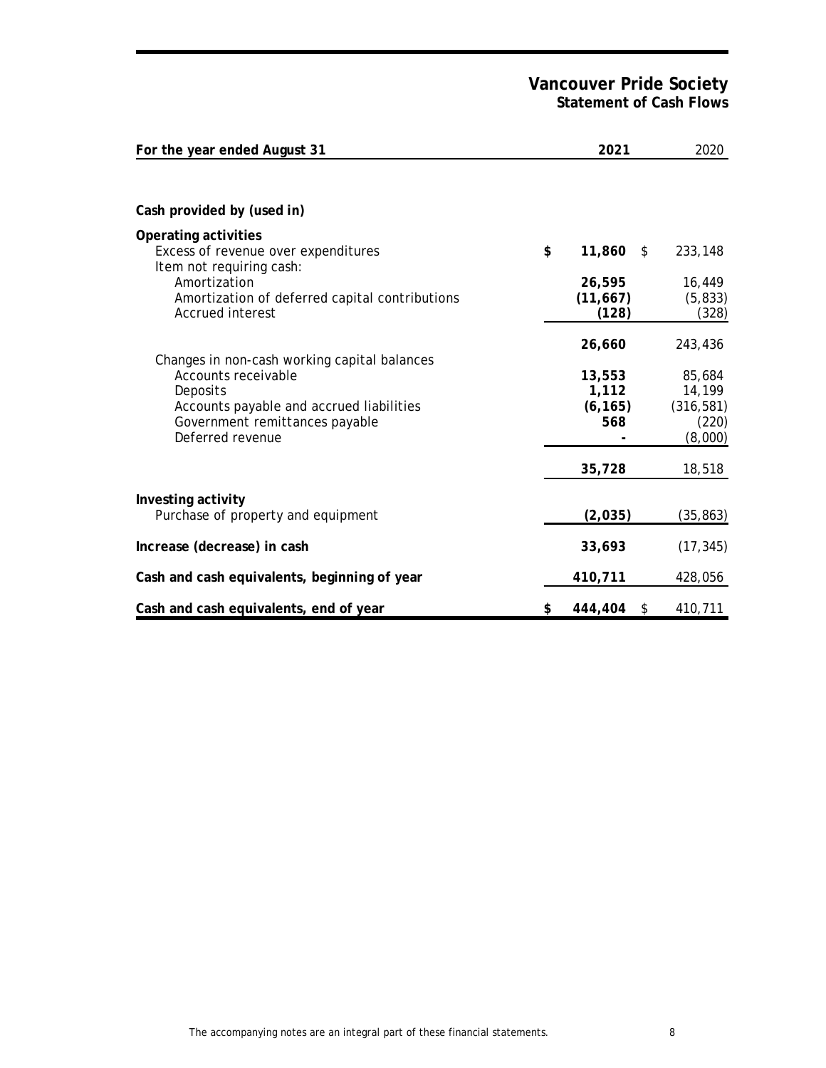# Vancouver Pride Society

## Statement of Cash Flows

| For the year ended August 31 | 2021 | 2020 |
|---|---|---|
| **Cash provided by (used in)** | | |
| **Operating activities** | | |
| Excess of revenue over expenditures | **$ 11,860** | $ 233,148 |
| Item not requiring cash: | | |
| Amortization | **26,595** | 16,449 |
| Amortization of deferred capital contributions | **(11,667)** | (5,833) |
| Accrued interest | **(128)** | (328) |
| | **26,660** | 243,436 |
| Changes in non-cash working capital balances | | |
| Accounts receivable | **13,553** | 85,684 |
| Deposits | **1,112** | 14,199 |
| Accounts payable and accrued liabilities | **(6,165)** | (316,581) |
| Government remittances payable | **568** | (220) |
| Deferred revenue | **-** | (8,000) |
| | **35,728** | 18,518 |
| **Investing activity** | | |
| Purchase of property and equipment | **(2,035)** | (35,863) |
| **Increase (decrease) in cash** | **33,693** | (17,345) |
| **Cash and cash equivalents, beginning of year** | **410,711** | 428,056 |
| **Cash and cash equivalents, end of year** | **$ 444,404** | $ 410,711 |

The accompanying notes are an integral part of these financial statements.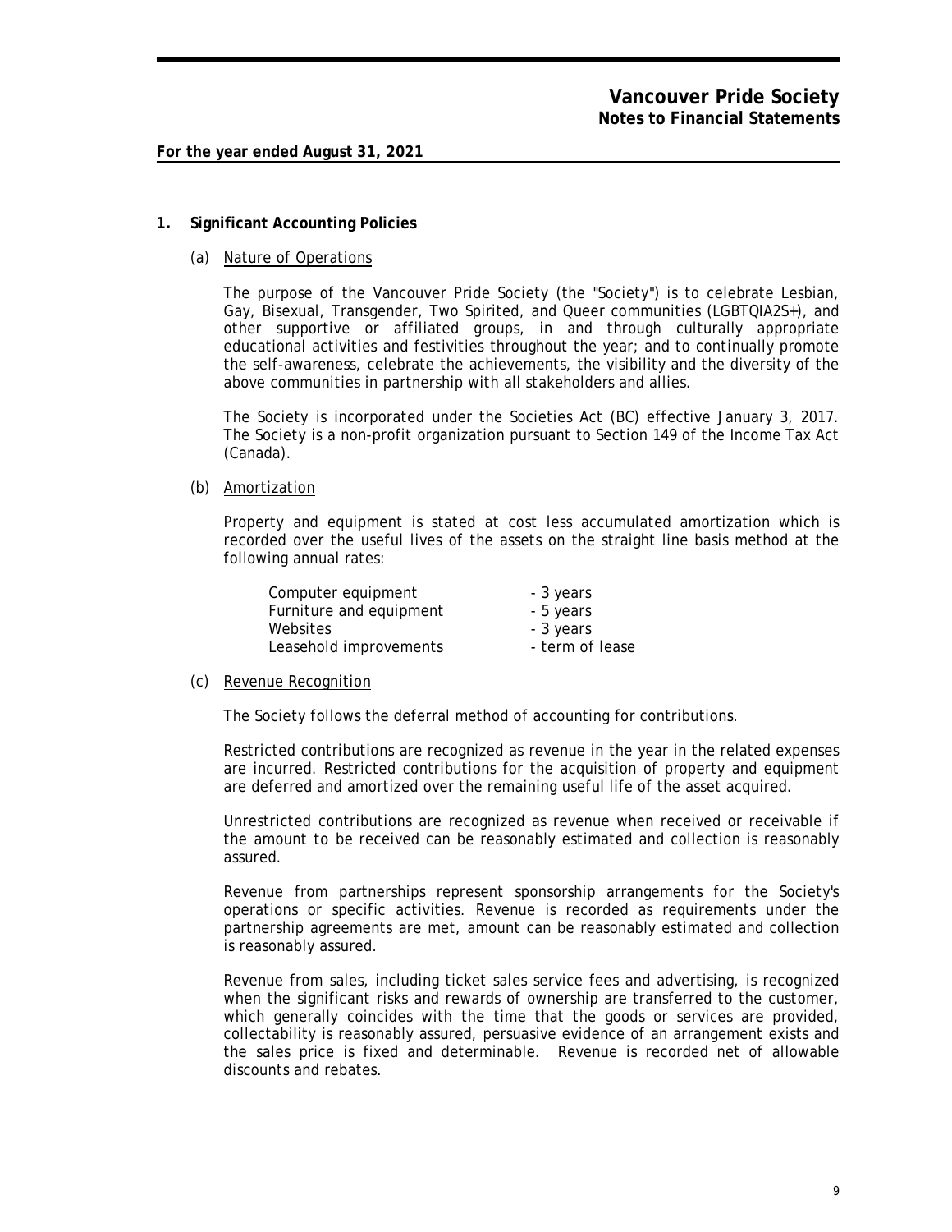# Vancouver Pride Society
## Notes to Financial Statements

**For the year ended August 31, 2021**

### 1. Significant Accounting Policies

#### (a) Nature of Operations

The purpose of the Vancouver Pride Society (the "Society") is to celebrate Lesbian, Gay, Bisexual, Transgender, Two Spirited, and Queer communities (LGBTQIA2S+), and other supportive or affiliated groups, in and through culturally appropriate educational activities and festivities throughout the year; and to continually promote the self-awareness, celebrate the achievements, the visibility and the diversity of the above communities in partnership with all stakeholders and allies.

The Society is incorporated under the Societies Act (BC) effective January 3, 2017. The Society is a non-profit organization pursuant to Section 149 of the Income Tax Act (Canada).

#### (b) Amortization

Property and equipment is stated at cost less accumulated amortization which is recorded over the useful lives of the assets on the straight line basis method at the following annual rates:

| | |
|---|---|
| Computer equipment | - 3 years |
| Furniture and equipment | - 5 years |
| Websites | - 3 years |
| Leasehold improvements | - term of lease |

#### (c) Revenue Recognition

The Society follows the deferral method of accounting for contributions.

Restricted contributions are recognized as revenue in the year in the related expenses are incurred. Restricted contributions for the acquisition of property and equipment are deferred and amortized over the remaining useful life of the asset acquired.

Unrestricted contributions are recognized as revenue when received or receivable if the amount to be received can be reasonably estimated and collection is reasonably assured.

Revenue from partnerships represent sponsorship arrangements for the Society's operations or specific activities. Revenue is recorded as requirements under the partnership agreements are met, amount can be reasonably estimated and collection is reasonably assured.

Revenue from sales, including ticket sales service fees and advertising, is recognized when the significant risks and rewards of ownership are transferred to the customer, which generally coincides with the time that the goods or services are provided, collectability is reasonably assured, persuasive evidence of an arrangement exists and the sales price is fixed and determinable. Revenue is recorded net of allowable discounts and rebates.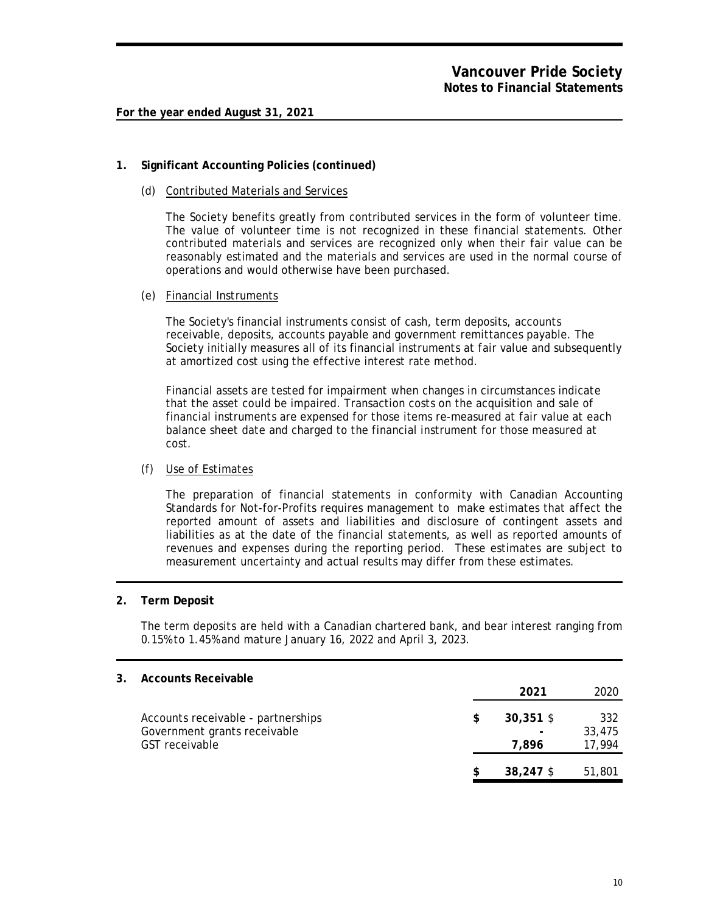# Vancouver Pride Society
## Notes to Financial Statements

**For the year ended August 31, 2021**

### 1. Significant Accounting Policies (continued)

#### (d) Contributed Materials and Services

The Society benefits greatly from contributed services in the form of volunteer time. The value of volunteer time is not recognized in these financial statements. Other contributed materials and services are recognized only when their fair value can be reasonably estimated and the materials and services are used in the normal course of operations and would otherwise have been purchased.

#### (e) Financial Instruments

The Society's financial instruments consist of cash, term deposits, accounts receivable, deposits, accounts payable and government remittances payable. The Society initially measures all of its financial instruments at fair value and subsequently at amortized cost using the effective interest rate method.

Financial assets are tested for impairment when changes in circumstances indicate that the asset could be impaired. Transaction costs on the acquisition and sale of financial instruments are expensed for those items re-measured at fair value at each balance sheet date and charged to the financial instrument for those measured at cost.

#### (f) Use of Estimates

The preparation of financial statements in conformity with Canadian Accounting Standards for Not-for-Profits requires management to make estimates that affect the reported amount of assets and liabilities and disclosure of contingent assets and liabilities as at the date of the financial statements, as well as reported amounts of revenues and expenses during the reporting period. These estimates are subject to measurement uncertainty and actual results may differ from these estimates.

### 2. Term Deposit

The term deposits are held with a Canadian chartered bank, and bear interest ranging from 0.15% to 1.45% and mature January 16, 2022 and April 3, 2023.

### 3. Accounts Receivable

| | **2021** | 2020 |
|---|---|---|
| Accounts receivable - partnerships | $ **30,351** | $ 332 |
| Government grants receivable | **-** | 33,475 |
| GST receivable | **7,896** | 17,994 |
| | $ **38,247** | $ 51,801 |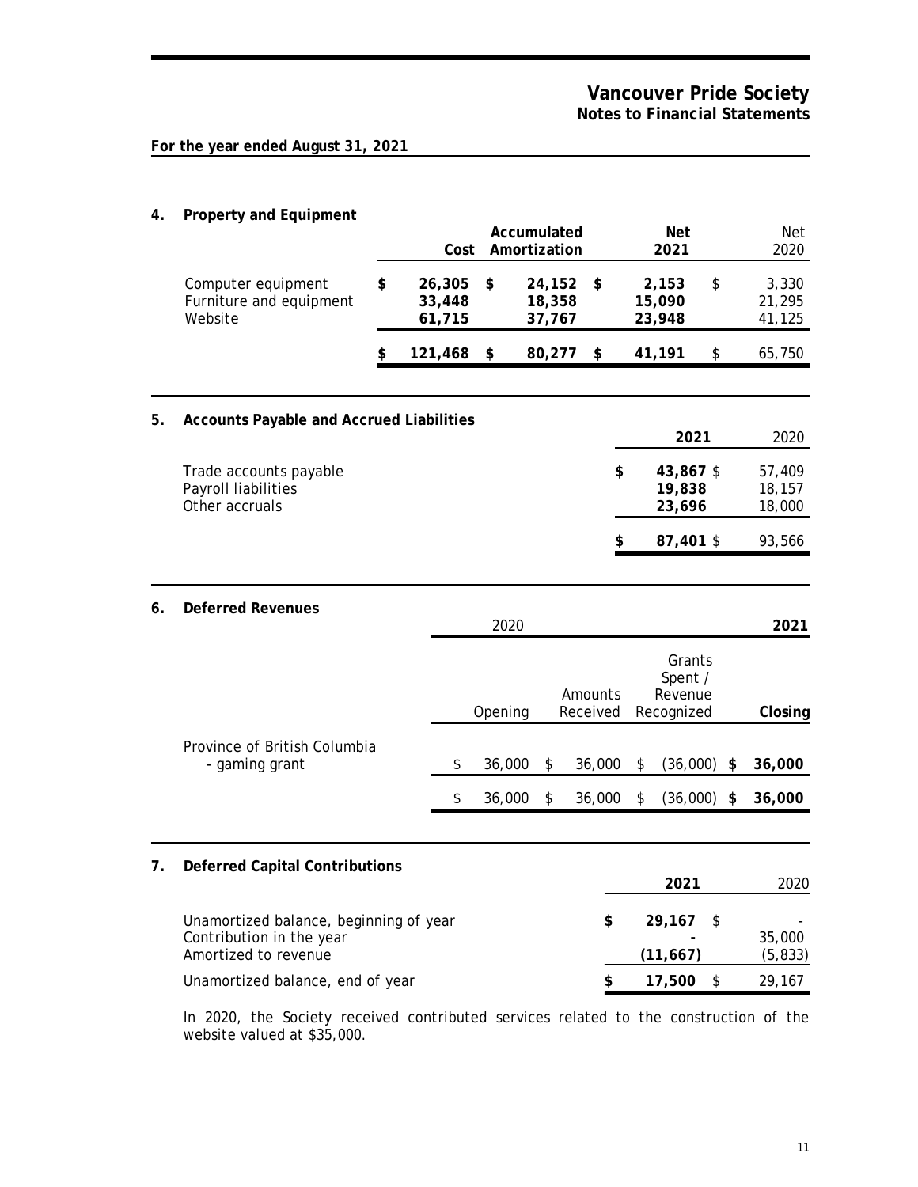# Vancouver Pride Society
## Notes to Financial Statements

**For the year ended August 31, 2021**

## 4. Property and Equipment

| | Cost | Accumulated Amortization | Net 2021 | Net 2020 |
|---|---|---|---|---|
| Computer equipment | $ 26,305 | $ 24,152 | $ 2,153 | $ 3,330 |
| Furniture and equipment | 33,448 | 18,358 | 15,090 | 21,295 |
| Website | 61,715 | 37,767 | 23,948 | 41,125 |
| | $ 121,468 | $ 80,277 | $ 41,191 | $ 65,750 |

## 5. Accounts Payable and Accrued Liabilities

| | 2021 | 2020 |
|---|---|---|
| Trade accounts payable | $ 43,867 | $ 57,409 |
| Payroll liabilities | 19,838 | 18,157 |
| Other accruals | 23,696 | 18,000 |
| | $ 87,401 | $ 93,566 |

## 6. Deferred Revenues

| | 2020 | | | 2021 |
|---|---|---|---|---|
| | Opening | Amounts Received | Grants Spent / Revenue Recognized | Closing |
| Province of British Columbia - gaming grant | $ 36,000 | $ 36,000 | $ (36,000) | $ 36,000 |
| | $ 36,000 | $ 36,000 | $ (36,000) | $ 36,000 |

## 7. Deferred Capital Contributions

| | 2021 | 2020 |
|---|---|---|
| Unamortized balance, beginning of year | $ 29,167 | $ - |
| Contribution in the year | - | 35,000 |
| Amortized to revenue | (11,667) | (5,833) |
| Unamortized balance, end of year | $ 17,500 | $ 29,167 |

In 2020, the Society received contributed services related to the construction of the website valued at $35,000.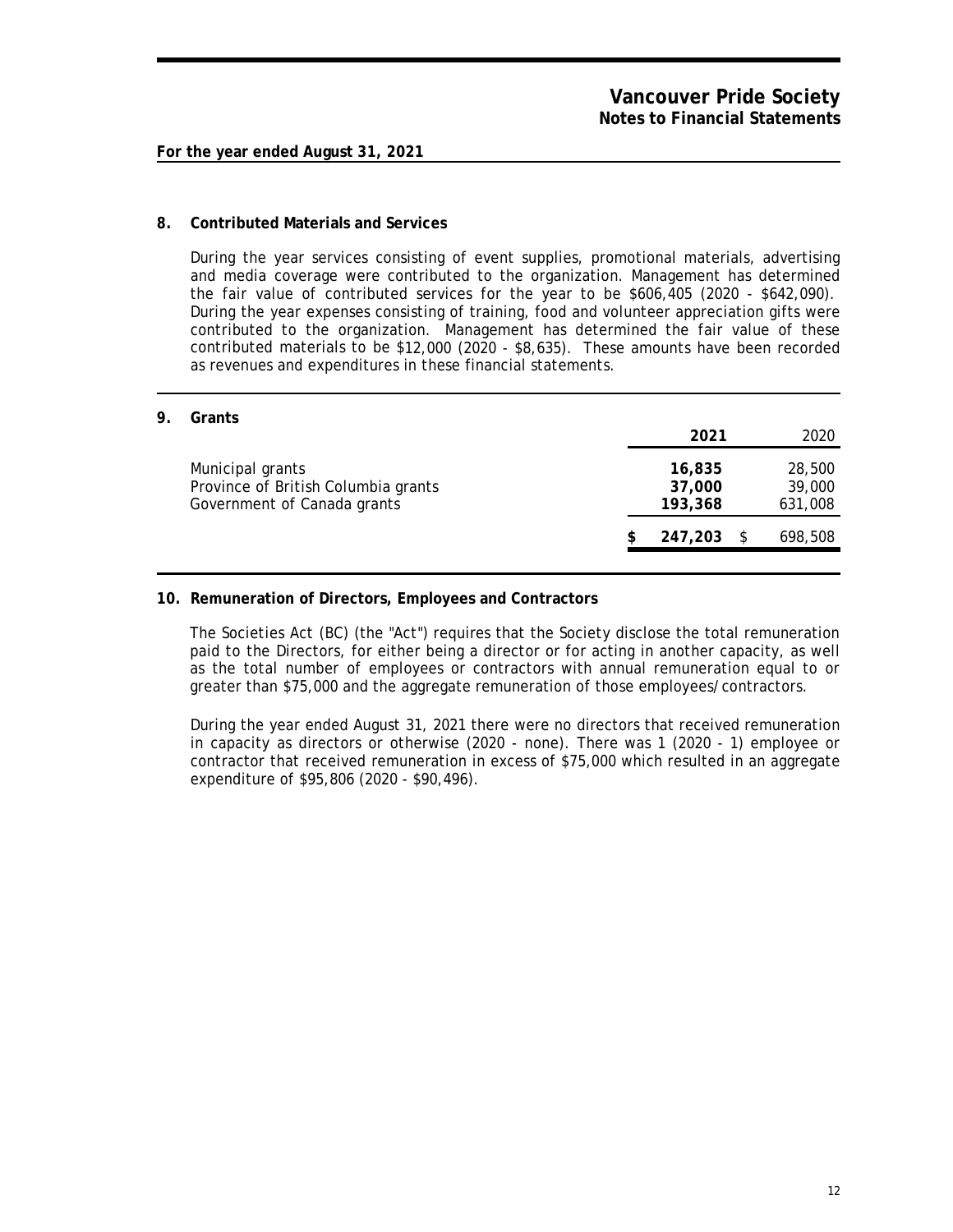# Vancouver Pride Society
## Notes to Financial Statements

**For the year ended August 31, 2021**

### 8. Contributed Materials and Services

During the year services consisting of event supplies, promotional materials, advertising and media coverage were contributed to the organization. Management has determined the fair value of contributed services for the year to be $606,405 (2020 - $642,090). During the year expenses consisting of training, food and volunteer appreciation gifts were contributed to the organization. Management has determined the fair value of these contributed materials to be $12,000 (2020 - $8,635). These amounts have been recorded as revenues and expenditures in these financial statements.

### 9. Grants

| | 2021 | 2020 |
|---|---|---|
| Municipal grants | 16,835 | 28,500 |
| Province of British Columbia grants | 37,000 | 39,000 |
| Government of Canada grants | 193,368 | 631,008 |
| | $ 247,203 | $ 698,508 |

### 10. Remuneration of Directors, Employees and Contractors

The Societies Act (BC) (the "Act") requires that the Society disclose the total remuneration paid to the Directors, for either being a director or for acting in another capacity, as well as the total number of employees or contractors with annual remuneration equal to or greater than $75,000 and the aggregate remuneration of those employees/contractors.

During the year ended August 31, 2021 there were no directors that received remuneration in capacity as directors or otherwise (2020 - none). There was 1 (2020 - 1) employee or contractor that received remuneration in excess of $75,000 which resulted in an aggregate expenditure of $95,806 (2020 - $90,496).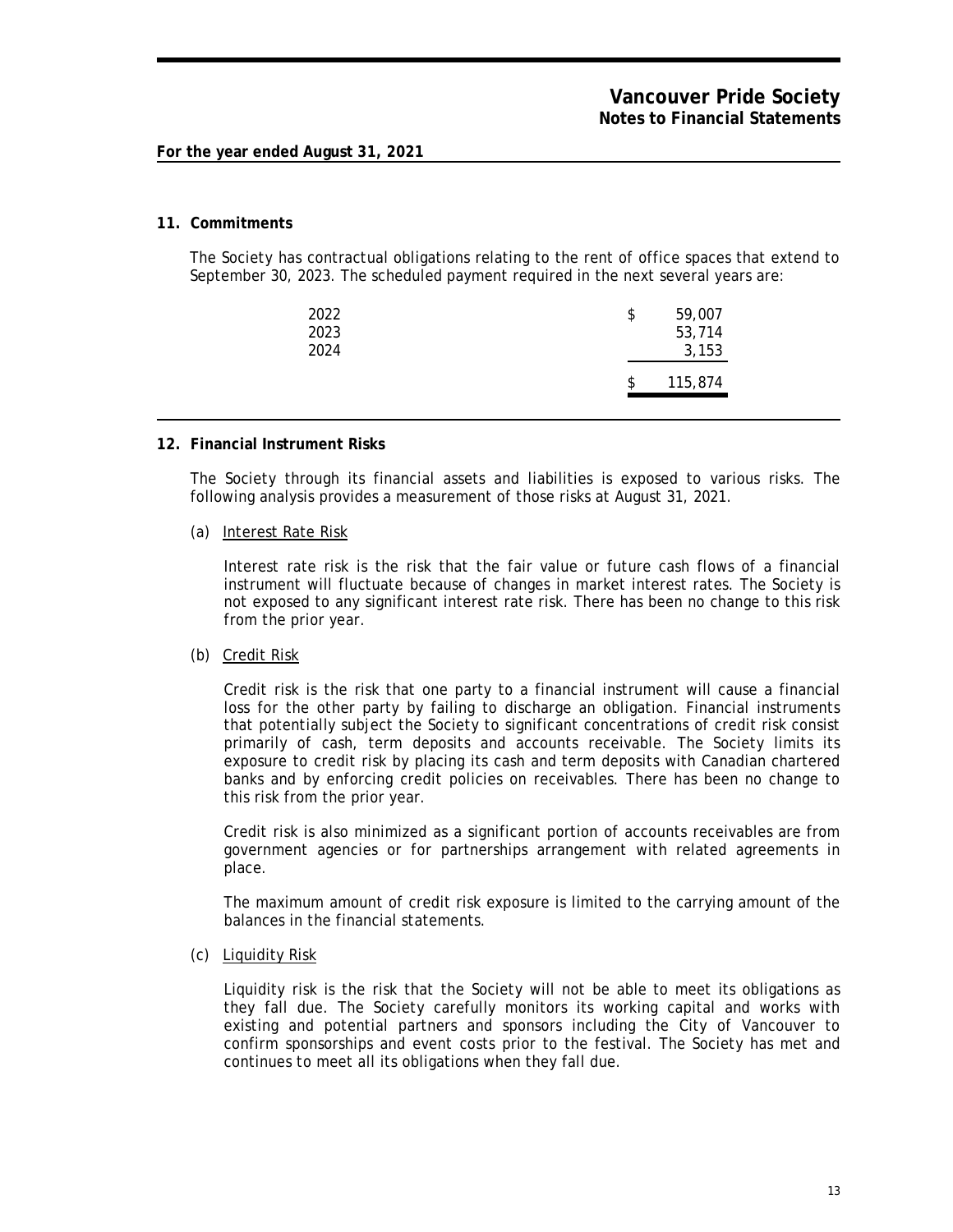## 11. Commitments

The Society has contractual obligations relating to the rent of office spaces that extend to September 30, 2023. The scheduled payment required in the next several years are:

| | |
|---|---|
| 2022 | $ 59,007 |
| 2023 | 53,714 |
| 2024 | 3,153 |
| | $ 115,874 |

## 12. Financial Instrument Risks

The Society through its financial assets and liabilities is exposed to various risks. The following analysis provides a measurement of those risks at August 31, 2021.

(a) Interest Rate Risk

Interest rate risk is the risk that the fair value or future cash flows of a financial instrument will fluctuate because of changes in market interest rates. The Society is not exposed to any significant interest rate risk. There has been no change to this risk from the prior year.

(b) Credit Risk

Credit risk is the risk that one party to a financial instrument will cause a financial loss for the other party by failing to discharge an obligation. Financial instruments that potentially subject the Society to significant concentrations of credit risk consist primarily of cash, term deposits and accounts receivable. The Society limits its exposure to credit risk by placing its cash and term deposits with Canadian chartered banks and by enforcing credit policies on receivables. There has been no change to this risk from the prior year.

Credit risk is also minimized as a significant portion of accounts receivables are from government agencies or for partnerships arrangement with related agreements in place.

The maximum amount of credit risk exposure is limited to the carrying amount of the balances in the financial statements.

(c) Liquidity Risk

Liquidity risk is the risk that the Society will not be able to meet its obligations as they fall due. The Society carefully monitors its working capital and works with existing and potential partners and sponsors including the City of Vancouver to confirm sponsorships and event costs prior to the festival. The Society has met and continues to meet all its obligations when they fall due.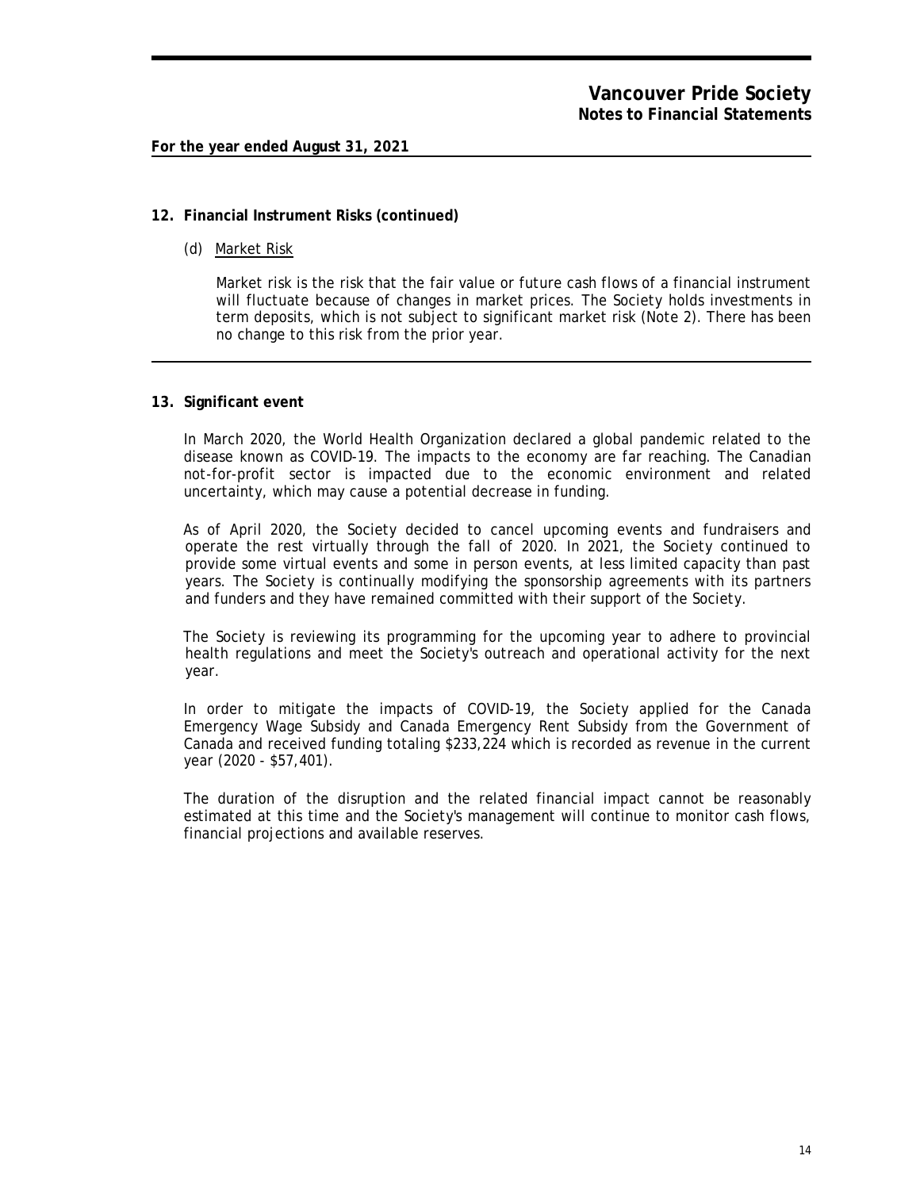## 12. Financial Instrument Risks (continued)

(d) Market Risk

Market risk is the risk that the fair value or future cash flows of a financial instrument will fluctuate because of changes in market prices. The Society holds investments in term deposits, which is not subject to significant market risk (Note 2). There has been no change to this risk from the prior year.

## 13. Significant event

In March 2020, the World Health Organization declared a global pandemic related to the disease known as COVID-19. The impacts to the economy are far reaching. The Canadian not-for-profit sector is impacted due to the economic environment and related uncertainty, which may cause a potential decrease in funding.

As of April 2020, the Society decided to cancel upcoming events and fundraisers and operate the rest virtually through the fall of 2020. In 2021, the Society continued to provide some virtual events and some in person events, at less limited capacity than past years. The Society is continually modifying the sponsorship agreements with its partners and funders and they have remained committed with their support of the Society.

The Society is reviewing its programming for the upcoming year to adhere to provincial health regulations and meet the Society's outreach and operational activity for the next year.

In order to mitigate the impacts of COVID-19, the Society applied for the Canada Emergency Wage Subsidy and Canada Emergency Rent Subsidy from the Government of Canada and received funding totaling $233,224 which is recorded as revenue in the current year (2020 - $57,401).

The duration of the disruption and the related financial impact cannot be reasonably estimated at this time and the Society's management will continue to monitor cash flows, financial projections and available reserves.